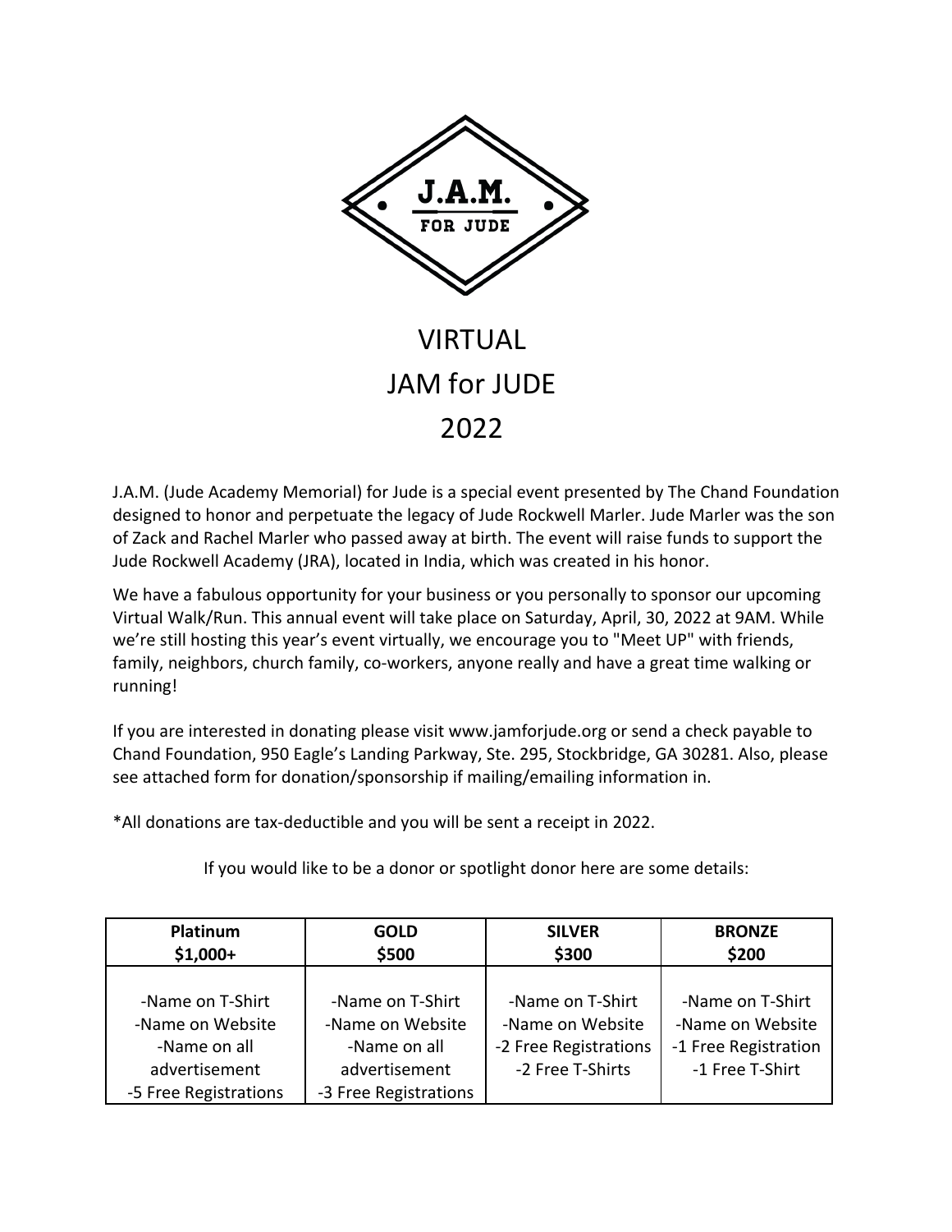J.A.M.

FOR JUDE

# VIRTUAL
# JAM for JUDE
# 2022

J.A.M. (Jude Academy Memorial) for Jude is a special event presented by The Chand Foundation designed to honor and perpetuate the legacy of Jude Rockwell Marler. Jude Marler was the son of Zack and Rachel Marler who passed away at birth. The event will raise funds to support the Jude Rockwell Academy (JRA), located in India, which was created in his honor.

We have a fabulous opportunity for your business or you personally to sponsor our upcoming Virtual Walk/Run. This annual event will take place on Saturday, April, 30, 2022 at 9AM. While we're still hosting this year's event virtually, we encourage you to "Meet UP" with friends, family, neighbors, church family, co-workers, anyone really and have a great time walking or running!

If you are interested in donating please visit www.jamforjude.org or send a check payable to Chand Foundation, 950 Eagle's Landing Parkway, Ste. 295, Stockbridge, GA 30281. Also, please see attached form for donation/sponsorship if mailing/emailing information in.

*All donations are tax-deductible and you will be sent a receipt in 2022.

If you would like to be a donor or spotlight donor here are some details:

| Platinum<br>$1,000+ | GOLD<br>$500 | SILVER<br>$300 | BRONZE<br>$200 |
|---|---|---|---|
| -Name on T-Shirt<br>-Name on Website<br>-Name on all advertisement<br>-5 Free Registrations | -Name on T-Shirt<br>-Name on Website<br>-Name on all advertisement<br>-3 Free Registrations | -Name on T-Shirt<br>-Name on Website<br>-2 Free Registrations<br>-2 Free T-Shirts | -Name on T-Shirt<br>-Name on Website<br>-1 Free Registration<br>-1 Free T-Shirt |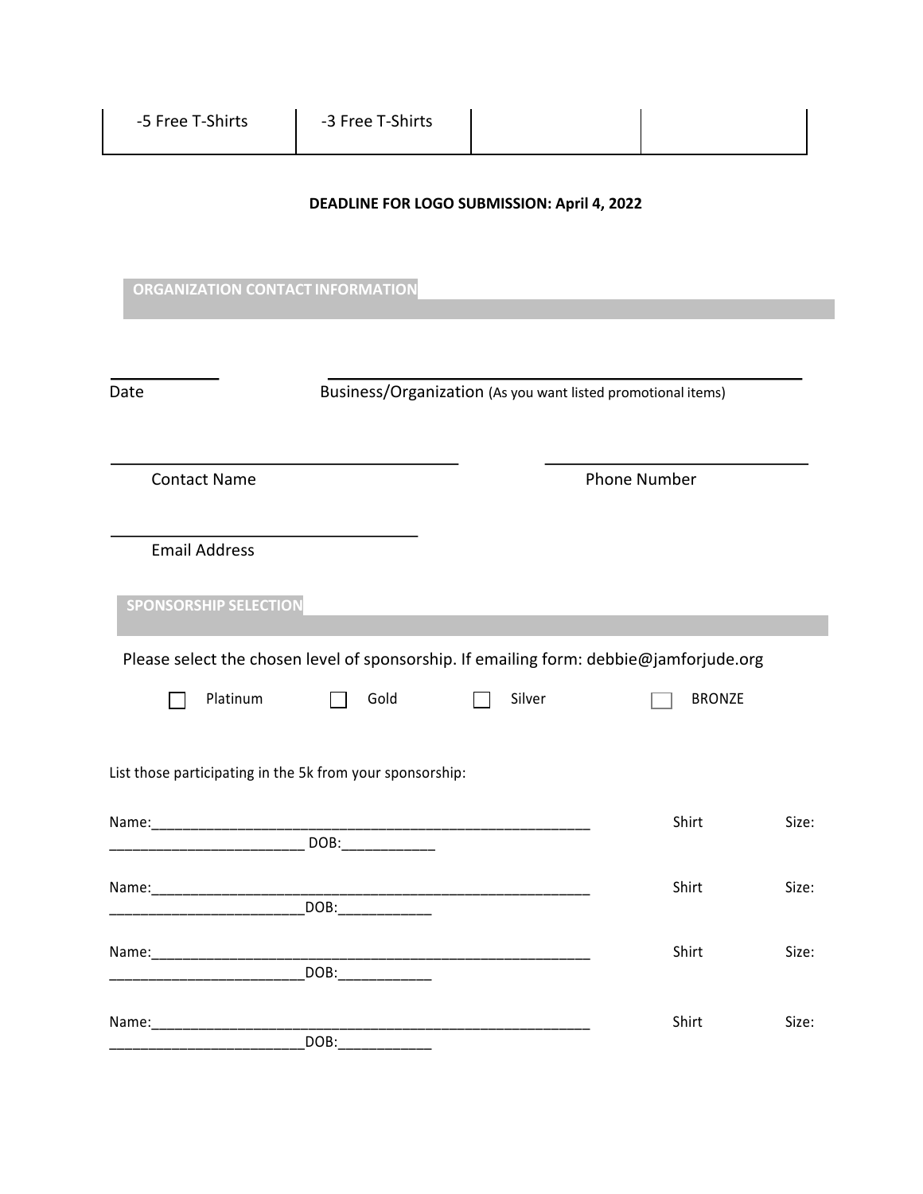| | | | |
|---|---|---|---|
| -5 Free T-Shirts | -3 Free T-Shirts | | |

**DEADLINE FOR LOGO SUBMISSION: April 4, 2022**

## ORGANIZATION CONTACT INFORMATION

____________ ______________________________________________

Date Business/Organization (As you want listed promotional items)

__________________________________ __________________________

Contact Name Phone Number

______________________________

Email Address

## SPONSORSHIP SELECTION

Please select the chosen level of sponsorship. If emailing form: debbie@jamforjude.org

☐ Platinum ☐ Gold ☐ Silver ☐ BRONZE

List those participating in the 5k from your sponsorship:

Name:___________________________________________________________ Shirt Size: _________________________ DOB:____________

Name:___________________________________________________________ Shirt Size: _________________________DOB:____________

Name:___________________________________________________________ Shirt Size: _________________________DOB:____________

Name:___________________________________________________________ Shirt Size: _________________________DOB:____________